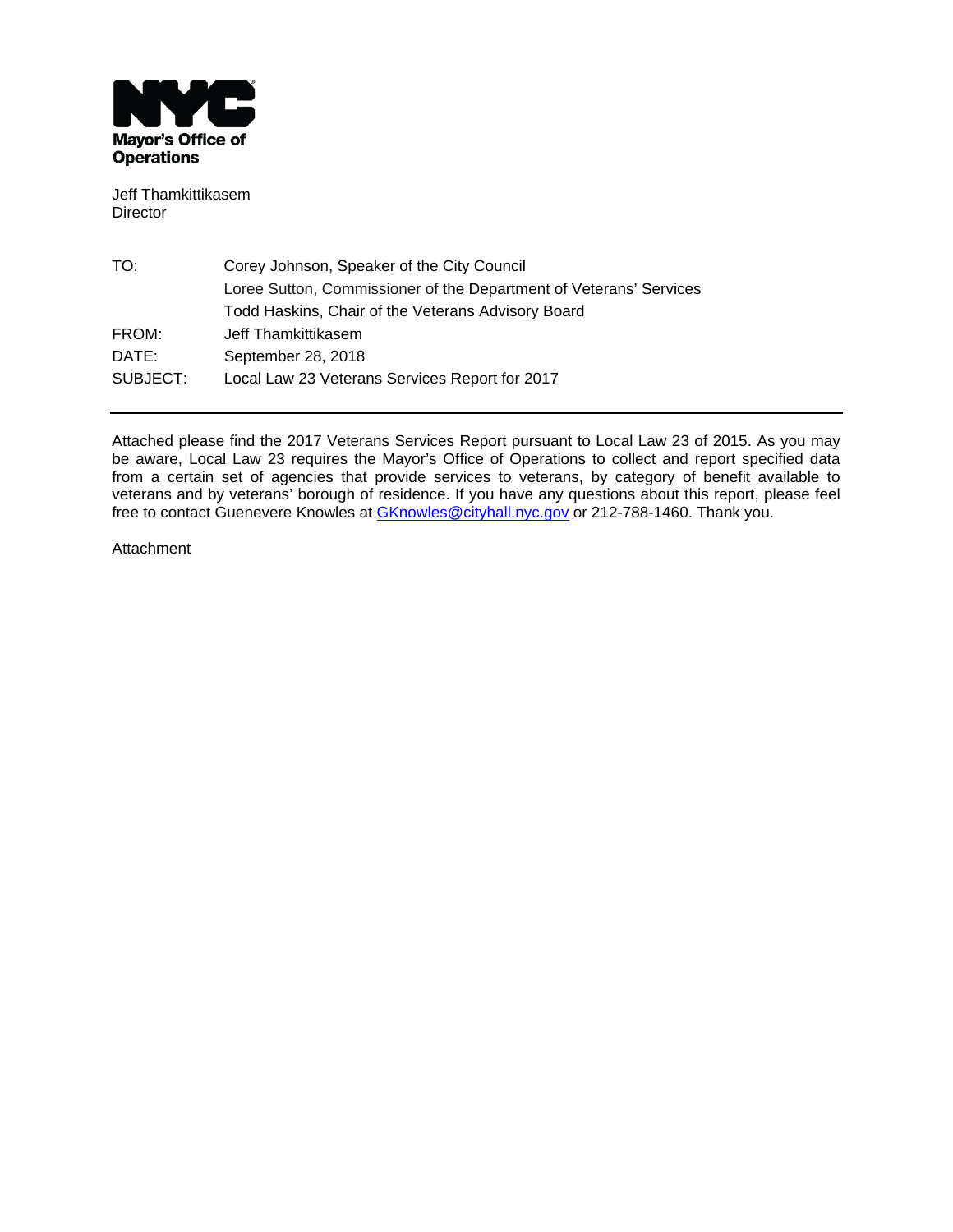**NYC**
**Mayor's Office of Operations**

Jeff Thamkittikasem
Director

| | |
|---|---|
| TO: | Corey Johnson, Speaker of the City Council |
| | Loree Sutton, Commissioner of the Department of Veterans' Services |
| | Todd Haskins, Chair of the Veterans Advisory Board |
| FROM: | Jeff Thamkittikasem |
| DATE: | September 28, 2018 |
| SUBJECT: | Local Law 23 Veterans Services Report for 2017 |

---

Attached please find the 2017 Veterans Services Report pursuant to Local Law 23 of 2015. As you may be aware, Local Law 23 requires the Mayor's Office of Operations to collect and report specified data from a certain set of agencies that provide services to veterans, by category of benefit available to veterans and by veterans' borough of residence. If you have any questions about this report, please feel free to contact Guenevere Knowles at GKnowles@cityhall.nyc.gov or 212-788-1460. Thank you.

Attachment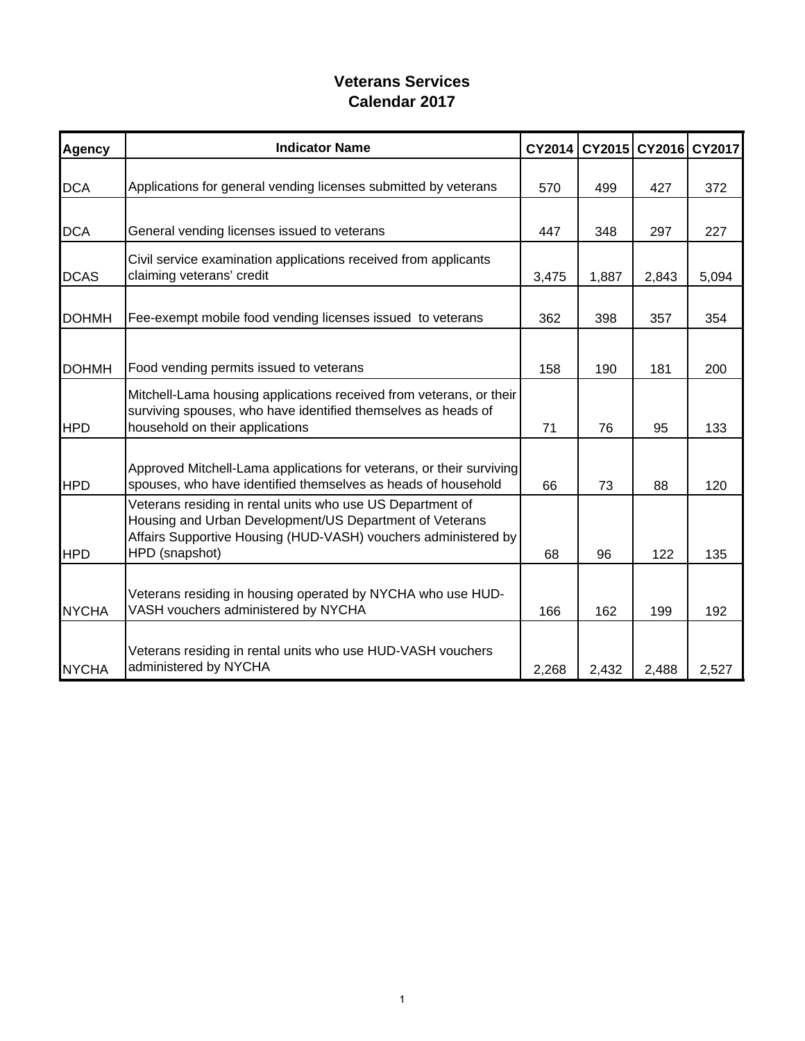# Veterans Services
## Calendar 2017

| Agency | Indicator Name | CY2014 | CY2015 | CY2016 | CY2017 |
|---|---|---|---|---|---|
| DCA | Applications for general vending licenses submitted by veterans | 570 | 499 | 427 | 372 |
| DCA | General vending licenses issued to veterans | 447 | 348 | 297 | 227 |
| DCAS | Civil service examination applications received from applicants claiming veterans' credit | 3,475 | 1,887 | 2,843 | 5,094 |
| DOHMH | Fee-exempt mobile food vending licenses issued to veterans | 362 | 398 | 357 | 354 |
| DOHMH | Food vending permits issued to veterans | 158 | 190 | 181 | 200 |
| HPD | Mitchell-Lama housing applications received from veterans, or their surviving spouses, who have identified themselves as heads of household on their applications | 71 | 76 | 95 | 133 |
| HPD | Approved Mitchell-Lama applications for veterans, or their surviving spouses, who have identified themselves as heads of household | 66 | 73 | 88 | 120 |
| HPD | Veterans residing in rental units who use US Department of Housing and Urban Development/US Department of Veterans Affairs Supportive Housing (HUD-VASH) vouchers administered by HPD (snapshot) | 68 | 96 | 122 | 135 |
| NYCHA | Veterans residing in housing operated by NYCHA who use HUD-VASH vouchers administered by NYCHA | 166 | 162 | 199 | 192 |
| NYCHA | Veterans residing in rental units who use HUD-VASH vouchers administered by NYCHA | 2,268 | 2,432 | 2,488 | 2,527 |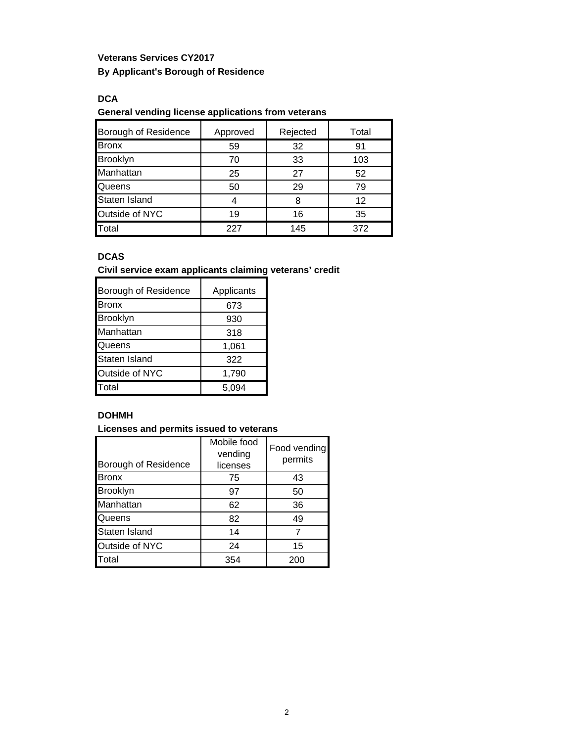**Veterans Services CY2017**

**By Applicant's Borough of Residence**

### DCA

**General vending license applications from veterans**

| Borough of Residence | Approved | Rejected | Total |
|---|---|---|---|
| Bronx | 59 | 32 | 91 |
| Brooklyn | 70 | 33 | 103 |
| Manhattan | 25 | 27 | 52 |
| Queens | 50 | 29 | 79 |
| Staten Island | 4 | 8 | 12 |
| Outside of NYC | 19 | 16 | 35 |
| Total | 227 | 145 | 372 |

### DCAS

**Civil service exam applicants claiming veterans' credit**

| Borough of Residence | Applicants |
|---|---|
| Bronx | 673 |
| Brooklyn | 930 |
| Manhattan | 318 |
| Queens | 1,061 |
| Staten Island | 322 |
| Outside of NYC | 1,790 |
| Total | 5,094 |

### DOHMH

**Licenses and permits issued to veterans**

| Borough of Residence | Mobile food vending licenses | Food vending permits |
|---|---|---|
| Bronx | 75 | 43 |
| Brooklyn | 97 | 50 |
| Manhattan | 62 | 36 |
| Queens | 82 | 49 |
| Staten Island | 14 | 7 |
| Outside of NYC | 24 | 15 |
| Total | 354 | 200 |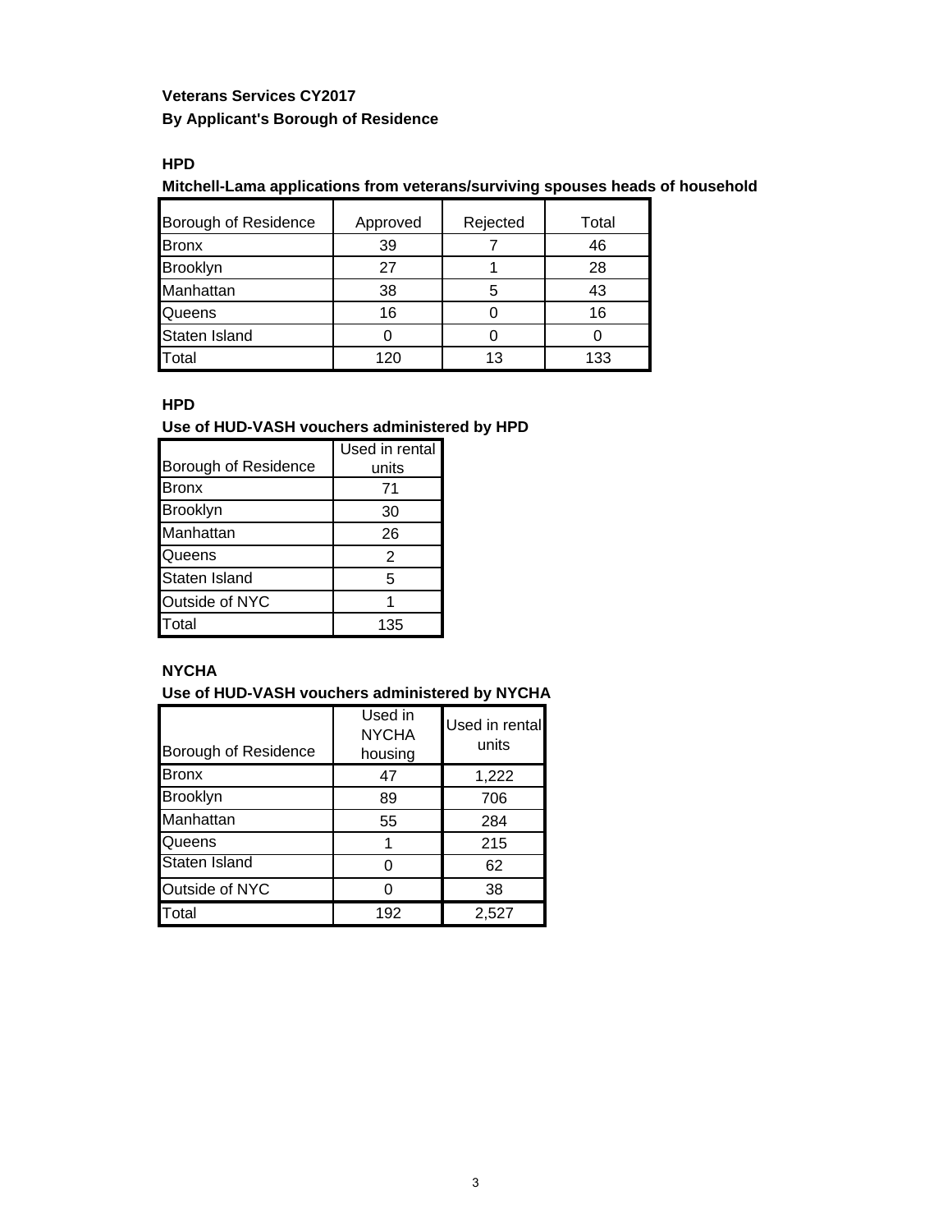**Veterans Services CY2017**

**By Applicant's Borough of Residence**

**HPD**

**Mitchell-Lama applications from veterans/surviving spouses heads of household**

| Borough of Residence | Approved | Rejected | Total |
|---|---|---|---|
| Bronx | 39 | 7 | 46 |
| Brooklyn | 27 | 1 | 28 |
| Manhattan | 38 | 5 | 43 |
| Queens | 16 | 0 | 16 |
| Staten Island | 0 | 0 | 0 |
| Total | 120 | 13 | 133 |

**HPD**

**Use of HUD-VASH vouchers administered by HPD**

| Borough of Residence | Used in rental units |
|---|---|
| Bronx | 71 |
| Brooklyn | 30 |
| Manhattan | 26 |
| Queens | 2 |
| Staten Island | 5 |
| Outside of NYC | 1 |
| Total | 135 |

**NYCHA**

**Use of HUD-VASH vouchers administered by NYCHA**

| Borough of Residence | Used in NYCHA housing | Used in rental units |
|---|---|---|
| Bronx | 47 | 1,222 |
| Brooklyn | 89 | 706 |
| Manhattan | 55 | 284 |
| Queens | 1 | 215 |
| Staten Island | 0 | 62 |
| Outside of NYC | 0 | 38 |
| Total | 192 | 2,527 |